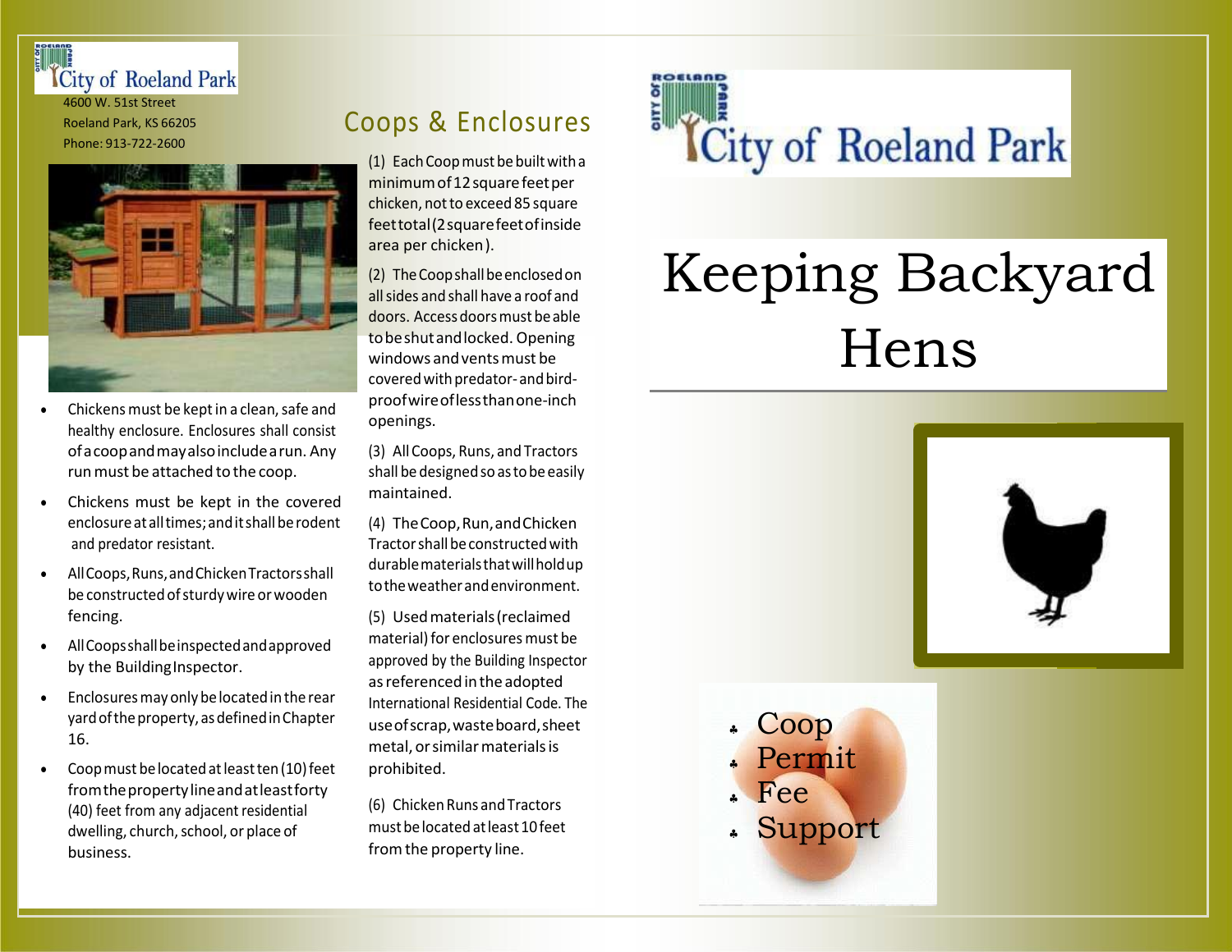City of Roeland Park
4600 W. 51st Street
Roeland Park, KS 66205
Phone: 913-722-2600

- Chickens must be kept in a clean, safe and healthy enclosure. Enclosures shall consist of a coop and may also include a run. Any run must be attached to the coop.
- Chickens must be kept in the covered enclosure at all times; and it shall be rodent and predator resistant.
- All Coops, Runs, and Chicken Tractors shall be constructed of sturdy wire or wooden fencing.
- All Coops shall be inspected and approved by the Building Inspector.
- Enclosures may only be located in the rear yard of the property, as defined in Chapter 16.
- Coop must be located at least ten (10) feet from the property line and at least forty (40) feet from any adjacent residential dwelling, church, school, or place of business.

## Coops & Enclosures

(1) Each Coop must be built with a minimum of 12 square feet per chicken, not to exceed 85 square feet total (2 square feet of inside area per chicken).

(2) The Coop shall be enclosed on all sides and shall have a roof and doors. Access doors must be able to be shut and locked. Opening windows and vents must be covered with predator- and bird-proof wire of less than one-inch openings.

(3) All Coops, Runs, and Tractors shall be designed so as to be easily maintained.

(4) The Coop, Run, and Chicken Tractor shall be constructed with durable materials that will hold up to the weather and environment.

(5) Used materials (reclaimed material) for enclosures must be approved by the Building Inspector as referenced in the adopted International Residential Code. The use of scrap, waste board, sheet metal, or similar materials is prohibited.

(6) Chicken Runs and Tractors must be located at least 10 feet from the property line.

City of Roeland Park

# Keeping Backyard Hens

- Coop
- Permit
- Fee
- Support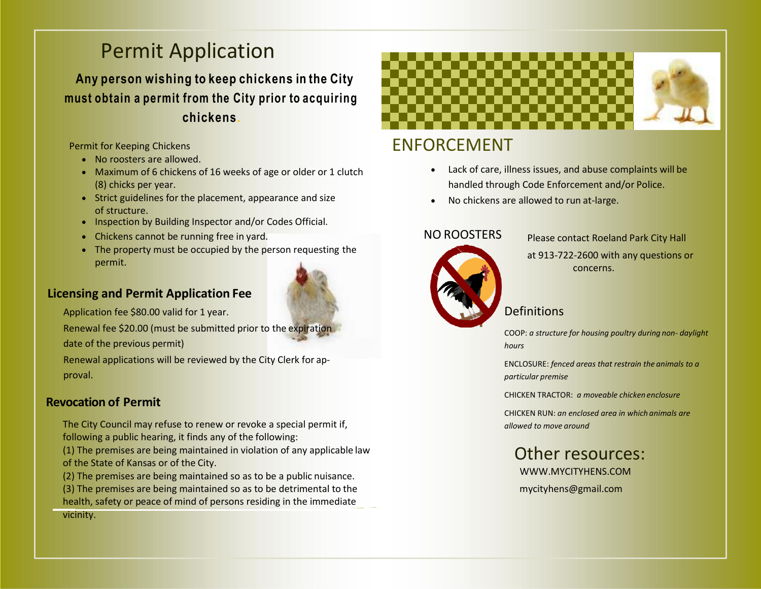# Permit Application

**Any person wishing to keep chickens in the City must obtain a permit from the City prior to acquiring chickens.**

Permit for Keeping Chickens

- No roosters are allowed.
- Maximum of 6 chickens of 16 weeks of age or older or 1 clutch (8) chicks per year.
- Strict guidelines for the placement, appearance and size of structure.
- Inspection by Building Inspector and/or Codes Official.
- Chickens cannot be running free in yard.
- The property must be occupied by the person requesting the permit.

## Licensing and Permit Application Fee

Application fee $80.00 valid for 1 year.

Renewal fee $20.00 (must be submitted prior to the expiration date of the previous permit)

Renewal applications will be reviewed by the City Clerk for approval.

## Revocation of Permit

The City Council may refuse to renew or revoke a special permit if, following a public hearing, it finds any of the following:

(1) The premises are being maintained in violation of any applicable law of the State of Kansas or of the City.

(2) The premises are being maintained so as to be a public nuisance.

(3) The premises are being maintained so as to be detrimental to the health, safety or peace of mind of persons residing in the immediate vicinity.

# ENFORCEMENT

- Lack of care, illness issues, and abuse complaints will be handled through Code Enforcement and/or Police.
- No chickens are allowed to run at-large.

NO ROOSTERS

Please contact Roeland Park City Hall at 913-722-2600 with any questions or concerns.

## Definitions

COOP: *a structure for housing poultry during non- daylight hours*

ENCLOSURE: *fenced areas that restrain the animals to a particular premise*

CHICKEN TRACTOR: *a moveable chicken enclosure*

CHICKEN RUN: *an enclosed area in which animals are allowed to move around*

## Other resources:

WWW.MYCITYHENS.COM

mycityhens@gmail.com